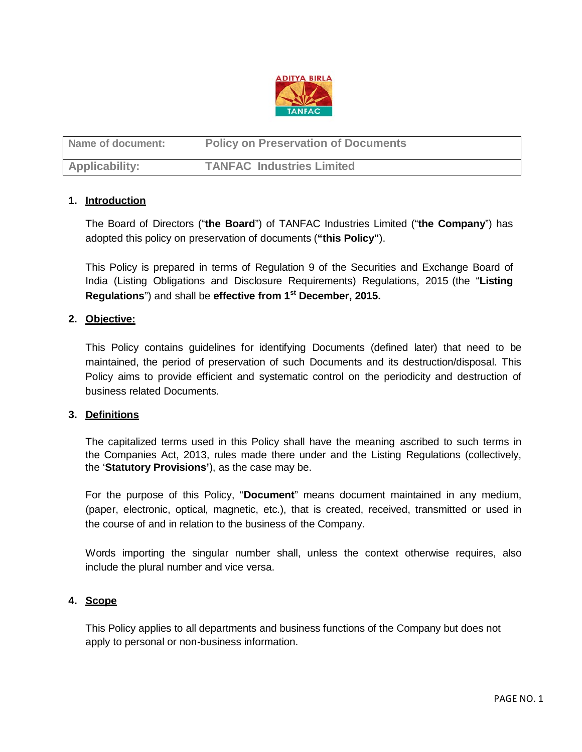| Name of document: | Policy on Preservation of Documents |
| --- | --- |
| Applicability: | TANFAC Industries Limited |

## 1. Introduction

The Board of Directors ("**the Board**") of TANFAC Industries Limited ("**the Company**") has adopted this policy on preservation of documents (**"this Policy"**).

This Policy is prepared in terms of Regulation 9 of the Securities and Exchange Board of India (Listing Obligations and Disclosure Requirements) Regulations, 2015 (the "**Listing Regulations**") and shall be **effective from 1st December, 2015.**

## 2. Objective:

This Policy contains guidelines for identifying Documents (defined later) that need to be maintained, the period of preservation of such Documents and its destruction/disposal. This Policy aims to provide efficient and systematic control on the periodicity and destruction of business related Documents.

## 3. Definitions

The capitalized terms used in this Policy shall have the meaning ascribed to such terms in the Companies Act, 2013, rules made there under and the Listing Regulations (collectively, the '**Statutory Provisions'**), as the case may be.

For the purpose of this Policy, "**Document**" means document maintained in any medium, (paper, electronic, optical, magnetic, etc.), that is created, received, transmitted or used in the course of and in relation to the business of the Company.

Words importing the singular number shall, unless the context otherwise requires, also include the plural number and vice versa.

## 4. Scope

This Policy applies to all departments and business functions of the Company but does not apply to personal or non-business information.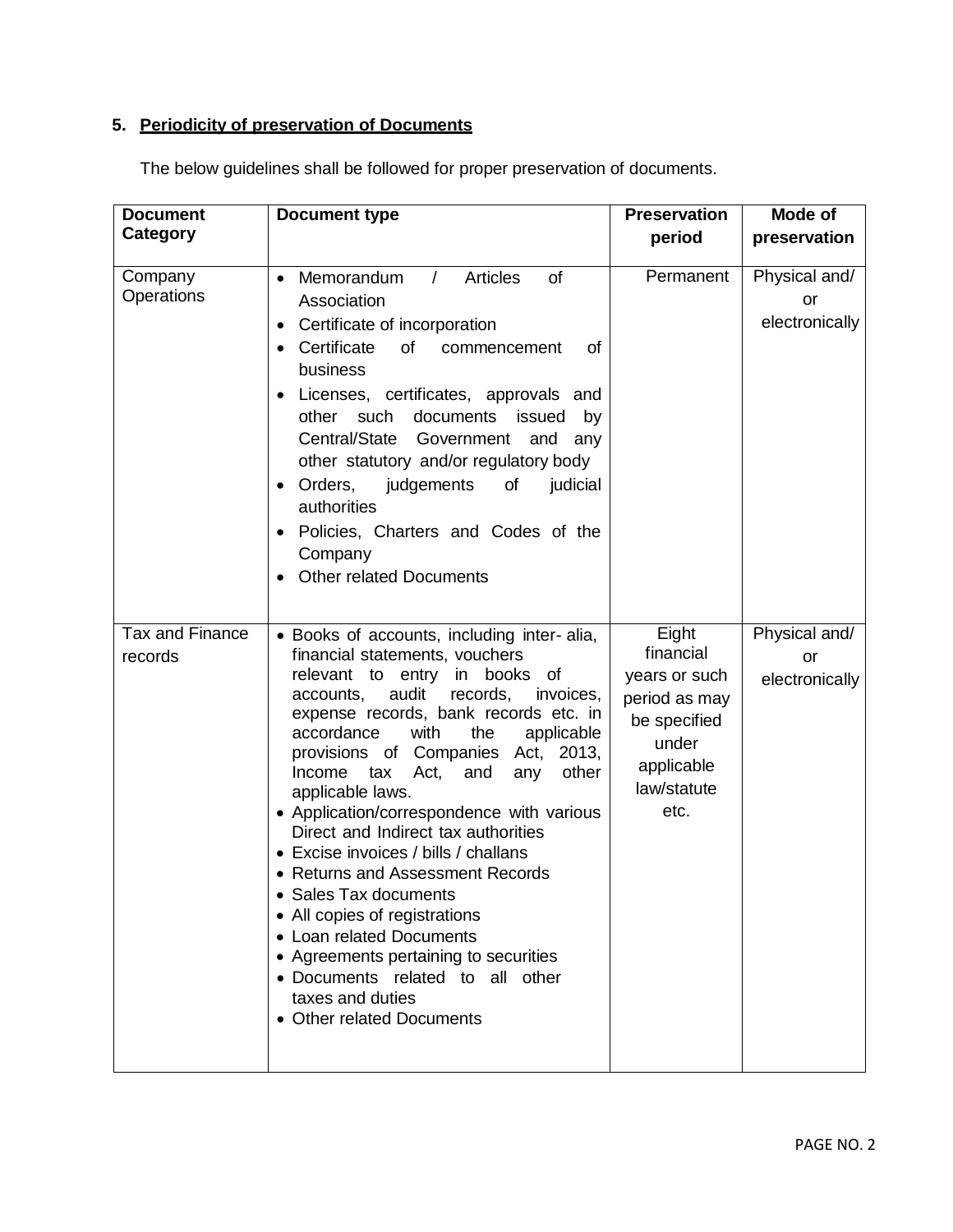## 5. Periodicity of preservation of Documents

The below guidelines shall be followed for proper preservation of documents.

| Document Category | Document type | Preservation period | Mode of preservation |
|---|---|---|---|
| Company Operations | • Memorandum / Articles of Association<br>• Certificate of incorporation<br>• Certificate of commencement of business<br>• Licenses, certificates, approvals and other such documents issued by Central/State Government and any other statutory and/or regulatory body<br>• Orders, judgements of judicial authorities<br>• Policies, Charters and Codes of the Company<br>• Other related Documents | Permanent | Physical and/ or electronically |
| Tax and Finance records | • Books of accounts, including inter- alia, financial statements, vouchers relevant to entry in books of accounts, audit records, invoices, expense records, bank records etc. in accordance with the applicable provisions of Companies Act, 2013, Income tax Act, and any other applicable laws.<br>• Application/correspondence with various Direct and Indirect tax authorities<br>• Excise invoices / bills / challans<br>• Returns and Assessment Records<br>• Sales Tax documents<br>• All copies of registrations<br>• Loan related Documents<br>• Agreements pertaining to securities<br>• Documents related to all other taxes and duties<br>• Other related Documents | Eight financial years or such period as may be specified under applicable law/statute etc. | Physical and/ or electronically |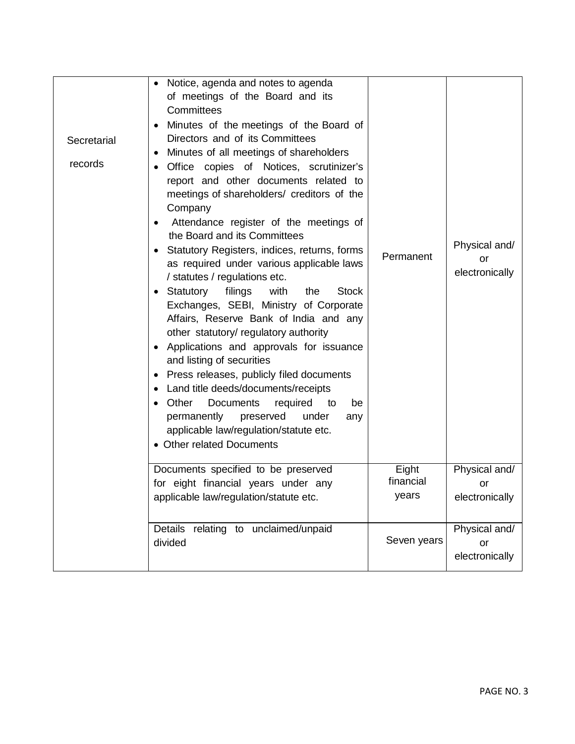| | | | |
|---|---|---|---|
| Secretarial records | • Notice, agenda and notes to agenda of meetings of the Board and its Committees<br>• Minutes of the meetings of the Board of Directors and of its Committees<br>• Minutes of all meetings of shareholders<br>• Office copies of Notices, scrutinizer's report and other documents related to meetings of shareholders/ creditors of the Company<br>• Attendance register of the meetings of the Board and its Committees<br>• Statutory Registers, indices, returns, forms as required under various applicable laws / statutes / regulations etc.<br>• Statutory filings with the Stock Exchanges, SEBI, Ministry of Corporate Affairs, Reserve Bank of India and any other statutory/ regulatory authority<br>• Applications and approvals for issuance and listing of securities<br>• Press releases, publicly filed documents<br>• Land title deeds/documents/receipts<br>• Other Documents required to be permanently preserved under any applicable law/regulation/statute etc.<br>• Other related Documents | Permanent | Physical and/ or electronically |
| | Documents specified to be preserved for eight financial years under any applicable law/regulation/statute etc. | Eight financial years | Physical and/ or electronically |
| | Details relating to unclaimed/unpaid divided | Seven years | Physical and/ or electronically |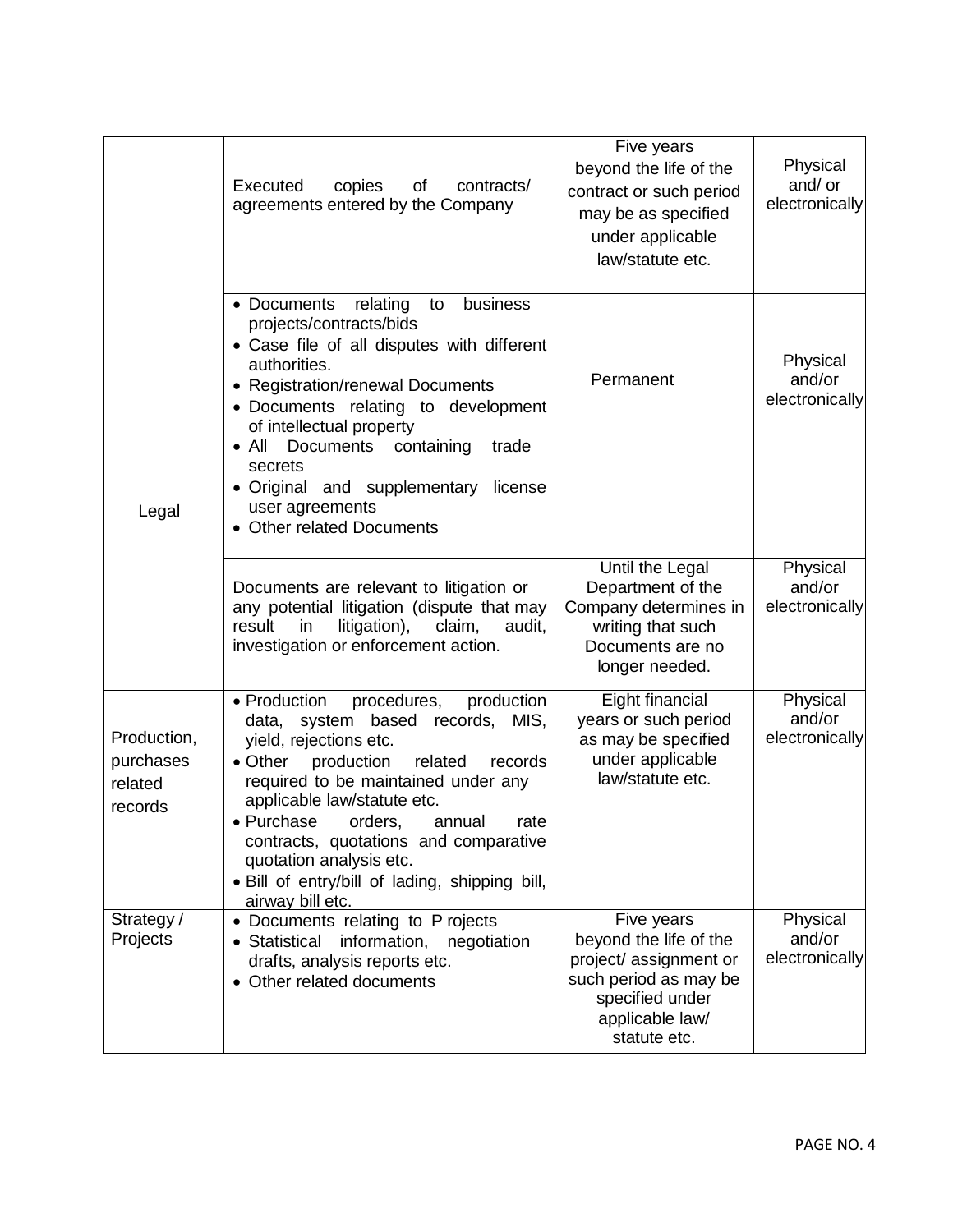| | | | |
|---|---|---|---|
| Legal | Executed copies of contracts/ agreements entered by the Company | Five years beyond the life of the contract or such period may be as specified under applicable law/statute etc. | Physical and/ or electronically |
| | • Documents relating to business projects/contracts/bids<br>• Case file of all disputes with different authorities.<br>• Registration/renewal Documents<br>• Documents relating to development of intellectual property<br>• All Documents containing trade secrets<br>• Original and supplementary license user agreements<br>• Other related Documents | Permanent | Physical and/or electronically |
| | Documents are relevant to litigation or any potential litigation (dispute that may result in litigation), claim, audit, investigation or enforcement action. | Until the Legal Department of the Company determines in writing that such Documents are no longer needed. | Physical and/or electronically |
| Production, purchases related records | • Production procedures, production data, system based records, MIS, yield, rejections etc.<br>• Other production related records required to be maintained under any applicable law/statute etc.<br>• Purchase orders, annual rate contracts, quotations and comparative quotation analysis etc.<br>• Bill of entry/bill of lading, shipping bill, airway bill etc. | Eight financial years or such period as may be specified under applicable law/statute etc. | Physical and/or electronically |
| Strategy / Projects | • Documents relating to P rojects<br>• Statistical information, negotiation drafts, analysis reports etc.<br>• Other related documents | Five years beyond the life of the project/ assignment or such period as may be specified under applicable law/ statute etc. | Physical and/or electronically |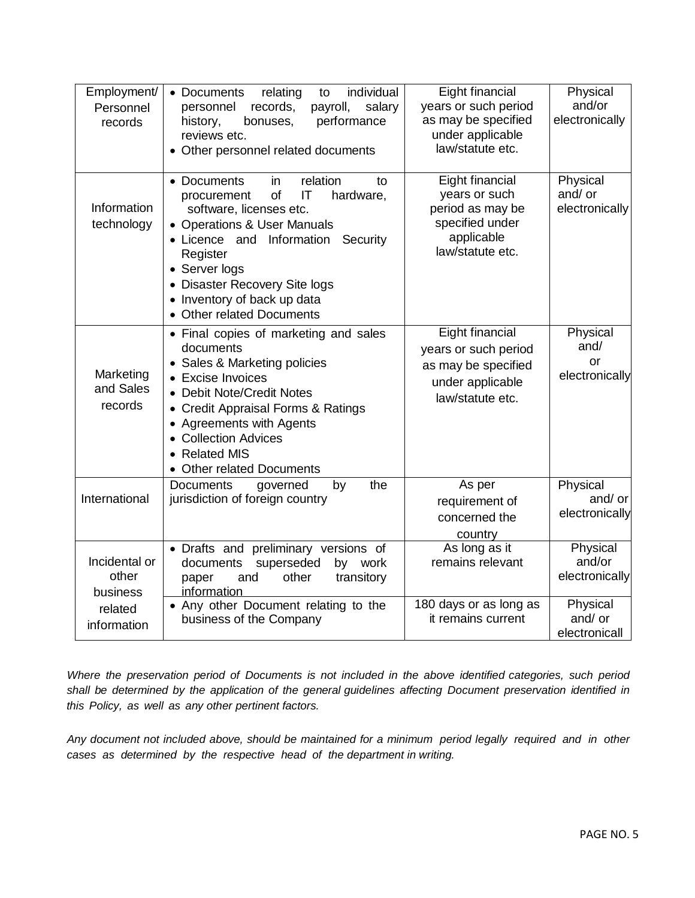| Employment/ Personnel records | • Documents relating to individual personnel records, payroll, salary history, bonuses, performance reviews etc.<br>• Other personnel related documents | Eight financial years or such period as may be specified under applicable law/statute etc. | Physical and/or electronically |
|---|---|---|---|
| Information technology | • Documents in relation to procurement of IT hardware, software, licenses etc.<br>• Operations & User Manuals<br>• Licence and Information Security Register<br>• Server logs<br>• Disaster Recovery Site logs<br>• Inventory of back up data<br>• Other related Documents | Eight financial years or such period as may be specified under applicable law/statute etc. | Physical and/ or electronically |
| Marketing and Sales records | • Final copies of marketing and sales documents<br>• Sales & Marketing policies<br>• Excise Invoices<br>• Debit Note/Credit Notes<br>• Credit Appraisal Forms & Ratings<br>• Agreements with Agents<br>• Collection Advices<br>• Related MIS<br>• Other related Documents | Eight financial years or such period as may be specified under applicable law/statute etc. | Physical and/ or electronically |
| International | Documents governed by the jurisdiction of foreign country | As per requirement of concerned the country | Physical and/ or electronically |
| Incidental or other business related information | • Drafts and preliminary versions of documents superseded by work paper and other transitory information | As long as it remains relevant | Physical and/or electronically |
| | • Any other Document relating to the business of the Company | 180 days or as long as it remains current | Physical and/ or electronicall |

*Where the preservation period of Documents is not included in the above identified categories, such period shall be determined by the application of the general guidelines affecting Document preservation identified in this Policy, as well as any other pertinent factors.*

*Any document not included above, should be maintained for a minimum period legally required and in other cases as determined by the respective head of the department in writing.*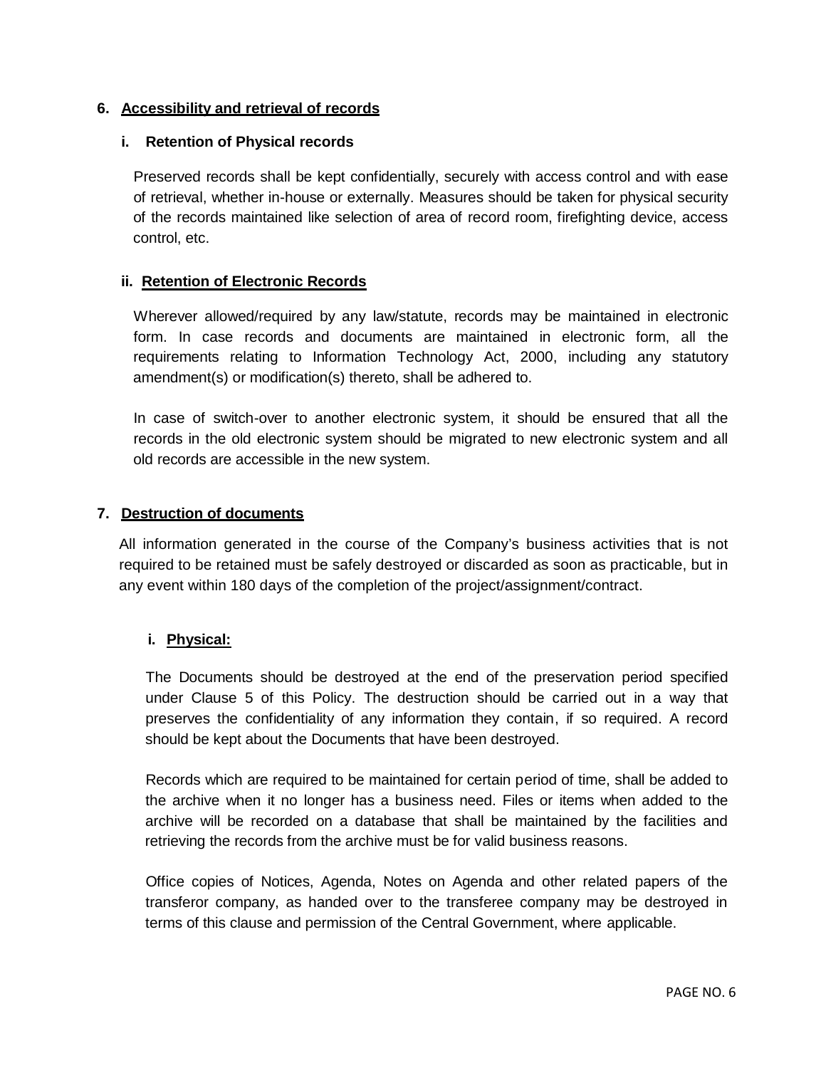## 6. Accessibility and retrieval of records

### i. Retention of Physical records

Preserved records shall be kept confidentially, securely with access control and with ease of retrieval, whether in-house or externally. Measures should be taken for physical security of the records maintained like selection of area of record room, firefighting device, access control, etc.

### ii. Retention of Electronic Records

Wherever allowed/required by any law/statute, records may be maintained in electronic form. In case records and documents are maintained in electronic form, all the requirements relating to Information Technology Act, 2000, including any statutory amendment(s) or modification(s) thereto, shall be adhered to.

In case of switch-over to another electronic system, it should be ensured that all the records in the old electronic system should be migrated to new electronic system and all old records are accessible in the new system.

## 7. Destruction of documents

All information generated in the course of the Company's business activities that is not required to be retained must be safely destroyed or discarded as soon as practicable, but in any event within 180 days of the completion of the project/assignment/contract.

### i. Physical:

The Documents should be destroyed at the end of the preservation period specified under Clause 5 of this Policy. The destruction should be carried out in a way that preserves the confidentiality of any information they contain, if so required. A record should be kept about the Documents that have been destroyed.

Records which are required to be maintained for certain period of time, shall be added to the archive when it no longer has a business need. Files or items when added to the archive will be recorded on a database that shall be maintained by the facilities and retrieving the records from the archive must be for valid business reasons.

Office copies of Notices, Agenda, Notes on Agenda and other related papers of the transferor company, as handed over to the transferee company may be destroyed in terms of this clause and permission of the Central Government, where applicable.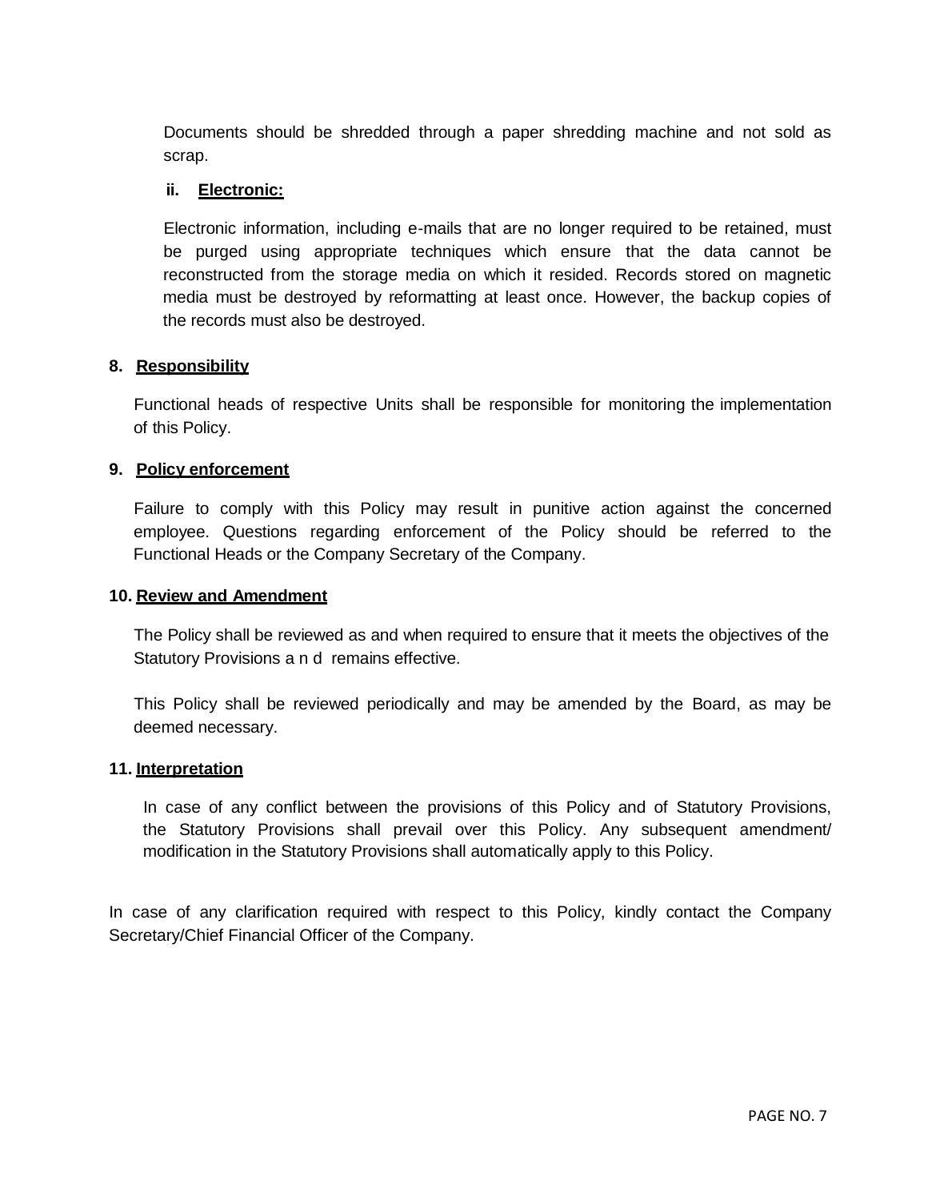Documents should be shredded through a paper shredding machine and not sold as scrap.

**ii. Electronic:**

Electronic information, including e-mails that are no longer required to be retained, must be purged using appropriate techniques which ensure that the data cannot be reconstructed from the storage media on which it resided. Records stored on magnetic media must be destroyed by reformatting at least once. However, the backup copies of the records must also be destroyed.

**8. Responsibility**

Functional heads of respective Units shall be responsible for monitoring the implementation of this Policy.

**9. Policy enforcement**

Failure to comply with this Policy may result in punitive action against the concerned employee. Questions regarding enforcement of the Policy should be referred to the Functional Heads or the Company Secretary of the Company.

**10. Review and Amendment**

The Policy shall be reviewed as and when required to ensure that it meets the objectives of the Statutory Provisions and remains effective.

This Policy shall be reviewed periodically and may be amended by the Board, as may be deemed necessary.

**11. Interpretation**

In case of any conflict between the provisions of this Policy and of Statutory Provisions, the Statutory Provisions shall prevail over this Policy. Any subsequent amendment/ modification in the Statutory Provisions shall automatically apply to this Policy.

In case of any clarification required with respect to this Policy, kindly contact the Company Secretary/Chief Financial Officer of the Company.